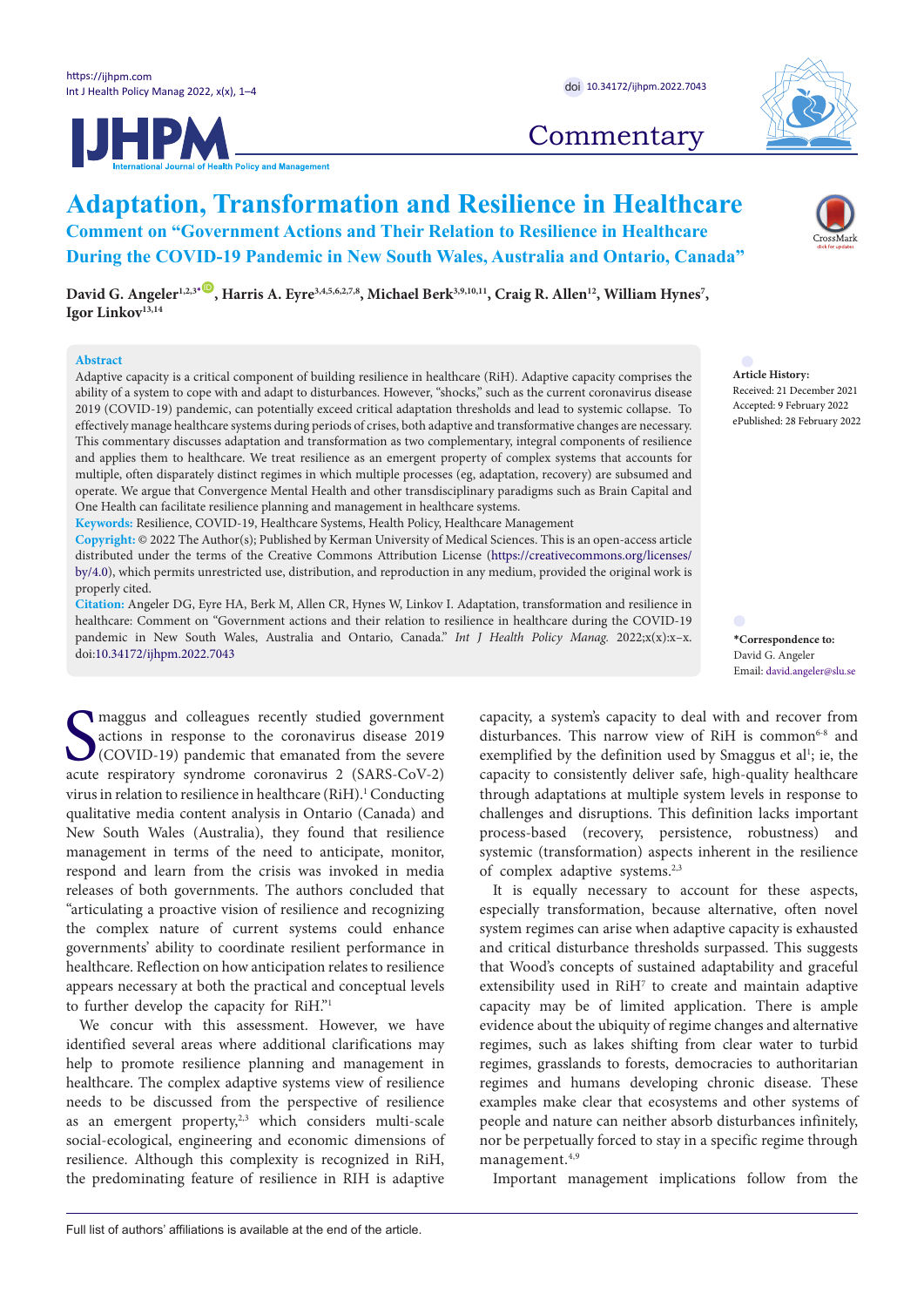Commentary

# Adaptation, Transformation and Resilience in Healthcare

## Comment on "Government Actions and Their Relation to Resilience in Healthcare During the COVID-19 Pandemic in New South Wales, Australia and Ontario, Canada"

**David G. Angeler**[1,2,3*], **Harris A. Eyre**[3,4,5,6,2,7,8], **Michael Berk**[3,9,10,11], **Craig R. Allen**[12], **William Hynes**[7], **Igor Linkov**[13,14]

**Abstract**

Adaptive capacity is a critical component of building resilience in healthcare (RiH). Adaptive capacity comprises the ability of a system to cope with and adapt to disturbances. However, "shocks," such as the current coronavirus disease 2019 (COVID-19) pandemic, can potentially exceed critical adaptation thresholds and lead to systemic collapse. To effectively manage healthcare systems during periods of crises, both adaptive and transformative changes are necessary. This commentary discusses adaptation and transformation as two complementary, integral components of resilience and applies them to healthcare. We treat resilience as an emergent property of complex systems that accounts for multiple, often disparately distinct regimes in which multiple processes (eg, adaptation, recovery) are subsumed and operate. We argue that Convergence Mental Health and other transdisciplinary paradigms such as Brain Capital and One Health can facilitate resilience planning and management in healthcare systems.

**Keywords:** Resilience, COVID-19, Healthcare Systems, Health Policy, Healthcare Management

**Copyright:** © 2022 The Author(s); Published by Kerman University of Medical Sciences. This is an open-access article distributed under the terms of the Creative Commons Attribution License (https://creativecommons.org/licenses/by/4.0), which permits unrestricted use, distribution, and reproduction in any medium, provided the original work is properly cited.

**Citation:** Angeler DG, Eyre HA, Berk M, Allen CR, Hynes W, Linkov I. Adaptation, transformation and resilience in healthcare: Comment on "Government actions and their relation to resilience in healthcare during the COVID-19 pandemic in New South Wales, Australia and Ontario, Canada." *Int J Health Policy Manag.* 2022;x(x):x–x. doi:10.34172/ijhpm.2022.7043

**Article History:**
Received: 21 December 2021
Accepted: 9 February 2022
ePublished: 28 February 2022

***Correspondence to:**
David G. Angeler
Email: david.angeler@slu.se

Smaggus and colleagues recently studied government actions in response to the coronavirus disease 2019 (COVID-19) pandemic that emanated from the severe acute respiratory syndrome coronavirus 2 (SARS-CoV-2) virus in relation to resilience in healthcare (RiH).[1] Conducting qualitative media content analysis in Ontario (Canada) and New South Wales (Australia), they found that resilience management in terms of the need to anticipate, monitor, respond and learn from the crisis was invoked in media releases of both governments. The authors concluded that "articulating a proactive vision of resilience and recognizing the complex nature of current systems could enhance governments' ability to coordinate resilient performance in healthcare. Reflection on how anticipation relates to resilience appears necessary at both the practical and conceptual levels to further develop the capacity for RiH."[1]

We concur with this assessment. However, we have identified several areas where additional clarifications may help to promote resilience planning and management in healthcare. The complex adaptive systems view of resilience needs to be discussed from the perspective of resilience as an emergent property,[2,3] which considers multi-scale social-ecological, engineering and economic dimensions of resilience. Although this complexity is recognized in RiH, the predominating feature of resilience in RIH is adaptive capacity, a system's capacity to deal with and recover from disturbances. This narrow view of RiH is common[6-8] and exemplified by the definition used by Smaggus et al[1]; ie, the capacity to consistently deliver safe, high-quality healthcare through adaptations at multiple system levels in response to challenges and disruptions. This definition lacks important process-based (recovery, persistence, robustness) and systemic (transformation) aspects inherent in the resilience of complex adaptive systems.[2,3]

It is equally necessary to account for these aspects, especially transformation, because alternative, often novel system regimes can arise when adaptive capacity is exhausted and critical disturbance thresholds surpassed. This suggests that Wood's concepts of sustained adaptability and graceful extensibility used in RiH[7] to create and maintain adaptive capacity may be of limited application. There is ample evidence about the ubiquity of regime changes and alternative regimes, such as lakes shifting from clear water to turbid regimes, grasslands to forests, democracies to authoritarian regimes and humans developing chronic disease. These examples make clear that ecosystems and other systems of people and nature can neither absorb disturbances infinitely, nor be perpetually forced to stay in a specific regime through management.[4,9]

Important management implications follow from the

Full list of authors' affiliations is available at the end of the article.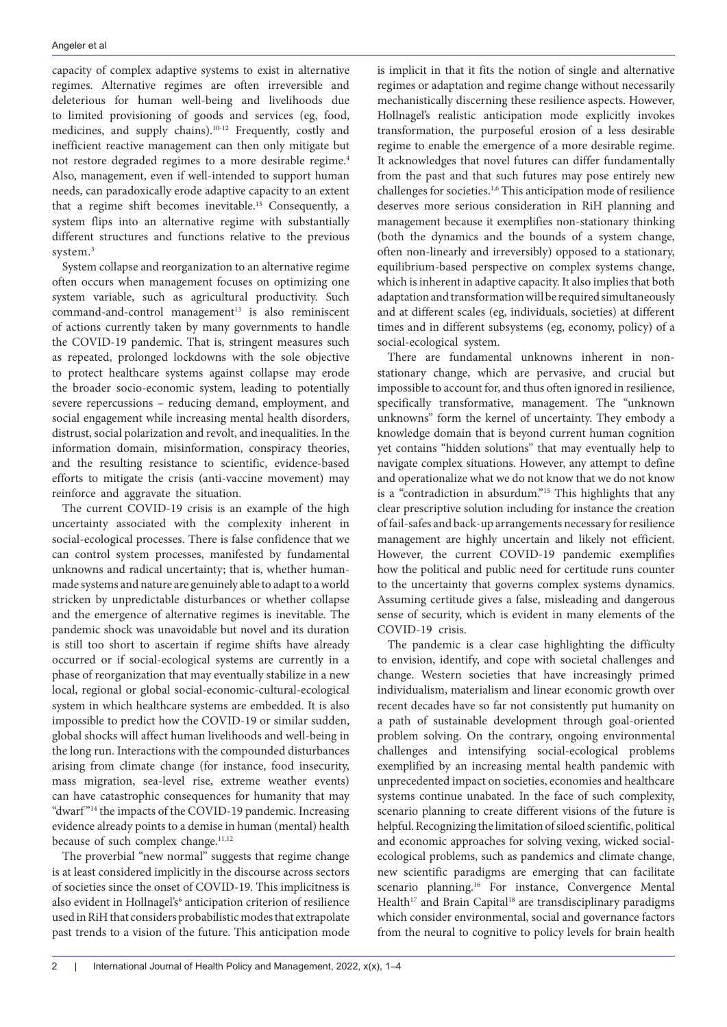capacity of complex adaptive systems to exist in alternative regimes. Alternative regimes are often irreversible and deleterious for human well-being and livelihoods due to limited provisioning of goods and services (eg, food, medicines, and supply chains).[10-12] Frequently, costly and inefficient reactive management can then only mitigate but not restore degraded regimes to a more desirable regime.[4] Also, management, even if well-intended to support human needs, can paradoxically erode adaptive capacity to an extent that a regime shift becomes inevitable.[13] Consequently, a system flips into an alternative regime with substantially different structures and functions relative to the previous system.[3]

System collapse and reorganization to an alternative regime often occurs when management focuses on optimizing one system variable, such as agricultural productivity. Such command-and-control management[13] is also reminiscent of actions currently taken by many governments to handle the COVID-19 pandemic. That is, stringent measures such as repeated, prolonged lockdowns with the sole objective to protect healthcare systems against collapse may erode the broader socio-economic system, leading to potentially severe repercussions – reducing demand, employment, and social engagement while increasing mental health disorders, distrust, social polarization and revolt, and inequalities. In the information domain, misinformation, conspiracy theories, and the resulting resistance to scientific, evidence-based efforts to mitigate the crisis (anti-vaccine movement) may reinforce and aggravate the situation.

The current COVID-19 crisis is an example of the high uncertainty associated with the complexity inherent in social-ecological processes. There is false confidence that we can control system processes, manifested by fundamental unknowns and radical uncertainty; that is, whether human-made systems and nature are genuinely able to adapt to a world stricken by unpredictable disturbances or whether collapse and the emergence of alternative regimes is inevitable. The pandemic shock was unavoidable but novel and its duration is still too short to ascertain if regime shifts have already occurred or if social-ecological systems are currently in a phase of reorganization that may eventually stabilize in a new local, regional or global social-economic-cultural-ecological system in which healthcare systems are embedded. It is also impossible to predict how the COVID-19 or similar sudden, global shocks will affect human livelihoods and well-being in the long run. Interactions with the compounded disturbances arising from climate change (for instance, food insecurity, mass migration, sea-level rise, extreme weather events) can have catastrophic consequences for humanity that may "dwarf"[14] the impacts of the COVID-19 pandemic. Increasing evidence already points to a demise in human (mental) health because of such complex change.[11,12]

The proverbial "new normal" suggests that regime change is at least considered implicitly in the discourse across sectors of societies since the onset of COVID-19. This implicitness is also evident in Hollnagel's[6] anticipation criterion of resilience used in RiH that considers probabilistic modes that extrapolate past trends to a vision of the future. This anticipation mode is implicit in that it fits the notion of single and alternative regimes or adaptation and regime change without necessarily mechanistically discerning these resilience aspects. However, Hollnagel's realistic anticipation mode explicitly invokes transformation, the purposeful erosion of a less desirable regime to enable the emergence of a more desirable regime. It acknowledges that novel futures can differ fundamentally from the past and that such futures may pose entirely new challenges for societies.[1,6] This anticipation mode of resilience deserves more serious consideration in RiH planning and management because it exemplifies non-stationary thinking (both the dynamics and the bounds of a system change, often non-linearly and irreversibly) opposed to a stationary, equilibrium-based perspective on complex systems change, which is inherent in adaptive capacity. It also implies that both adaptation and transformation will be required simultaneously and at different scales (eg, individuals, societies) at different times and in different subsystems (eg, economy, policy) of a social-ecological system.

There are fundamental unknowns inherent in non-stationary change, which are pervasive, and crucial but impossible to account for, and thus often ignored in resilience, specifically transformative, management. The "unknown unknowns" form the kernel of uncertainty. They embody a knowledge domain that is beyond current human cognition yet contains "hidden solutions" that may eventually help to navigate complex situations. However, any attempt to define and operationalize what we do not know that we do not know is a "contradiction in absurdum."[15] This highlights that any clear prescriptive solution including for instance the creation of fail-safes and back-up arrangements necessary for resilience management are highly uncertain and likely not efficient. However, the current COVID-19 pandemic exemplifies how the political and public need for certitude runs counter to the uncertainty that governs complex systems dynamics. Assuming certitude gives a false, misleading and dangerous sense of security, which is evident in many elements of the COVID-19 crisis.

The pandemic is a clear case highlighting the difficulty to envision, identify, and cope with societal challenges and change. Western societies that have increasingly primed individualism, materialism and linear economic growth over recent decades have so far not consistently put humanity on a path of sustainable development through goal-oriented problem solving. On the contrary, ongoing environmental challenges and intensifying social-ecological problems exemplified by an increasing mental health pandemic with unprecedented impact on societies, economies and healthcare systems continue unabated. In the face of such complexity, scenario planning to create different visions of the future is helpful. Recognizing the limitation of siloed scientific, political and economic approaches for solving vexing, wicked social-ecological problems, such as pandemics and climate change, new scientific paradigms are emerging that can facilitate scenario planning.[16] For instance, Convergence Mental Health[17] and Brain Capital[18] are transdisciplinary paradigms which consider environmental, social and governance factors from the neural to cognitive to policy levels for brain health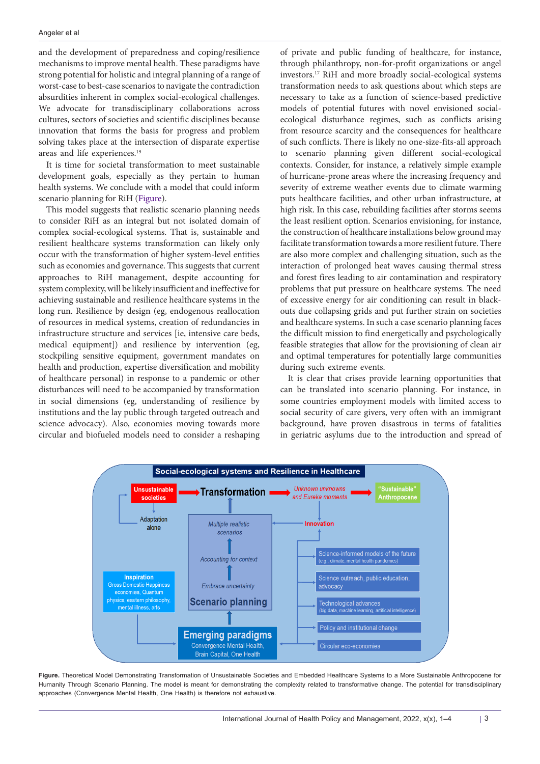and the development of preparedness and coping/resilience mechanisms to improve mental health. These paradigms have strong potential for holistic and integral planning of a range of worst-case to best-case scenarios to navigate the contradiction absurdities inherent in complex social-ecological challenges. We advocate for transdisciplinary collaborations across cultures, sectors of societies and scientific disciplines because innovation that forms the basis for progress and problem solving takes place at the intersection of disparate expertise areas and life experiences.[19]

It is time for societal transformation to meet sustainable development goals, especially as they pertain to human health systems. We conclude with a model that could inform scenario planning for RiH (Figure).

This model suggests that realistic scenario planning needs to consider RiH as an integral but not isolated domain of complex social-ecological systems. That is, sustainable and resilient healthcare systems transformation can likely only occur with the transformation of higher system-level entities such as economies and governance. This suggests that current approaches to RiH management, despite accounting for system complexity, will be likely insufficient and ineffective for achieving sustainable and resilience healthcare systems in the long run. Resilience by design (eg, endogenous reallocation of resources in medical systems, creation of redundancies in infrastructure structure and services [ie, intensive care beds, medical equipment]) and resilience by intervention (eg, stockpiling sensitive equipment, government mandates on health and production, expertise diversification and mobility of healthcare personal) in response to a pandemic or other disturbances will need to be accompanied by transformation in social dimensions (eg, understanding of resilience by institutions and the lay public through targeted outreach and science advocacy). Also, economies moving towards more circular and biofueled models need to consider a reshaping of private and public funding of healthcare, for instance, through philanthropy, non-for-profit organizations or angel investors.[17] RiH and more broadly social-ecological systems transformation needs to ask questions about which steps are necessary to take as a function of science-based predictive models of potential futures with novel envisioned social-ecological disturbance regimes, such as conflicts arising from resource scarcity and the consequences for healthcare of such conflicts. There is likely no one-size-fits-all approach to scenario planning given different social-ecological contexts. Consider, for instance, a relatively simple example of hurricane-prone areas where the increasing frequency and severity of extreme weather events due to climate warming puts healthcare facilities, and other urban infrastructure, at high risk. In this case, rebuilding facilities after storms seems the least resilient option. Scenarios envisioning, for instance, the construction of healthcare installations below ground may facilitate transformation towards a more resilient future. There are also more complex and challenging situation, such as the interaction of prolonged heat waves causing thermal stress and forest fires leading to air contamination and respiratory problems that put pressure on healthcare systems. The need of excessive energy for air conditioning can result in black-outs due collapsing grids and put further strain on societies and healthcare systems. In such a case scenario planning faces the difficult mission to find energetically and psychologically feasible strategies that allow for the provisioning of clean air and optimal temperatures for potentially large communities during such extreme events.

It is clear that crises provide learning opportunities that can be translated into scenario planning. For instance, in some countries employment models with limited access to social security of care givers, very often with an immigrant background, have proven disastrous in terms of fatalities in geriatric asylums due to the introduction and spread of

**Figure.** Theoretical Model Demonstrating Transformation of Unsustainable Societies and Embedded Healthcare Systems to a More Sustainable Anthropocene for Humanity Through Scenario Planning. The model is meant for demonstrating the complexity related to transformative change. The potential for transdisciplinary approaches (Convergence Mental Health, One Health) is therefore not exhaustive.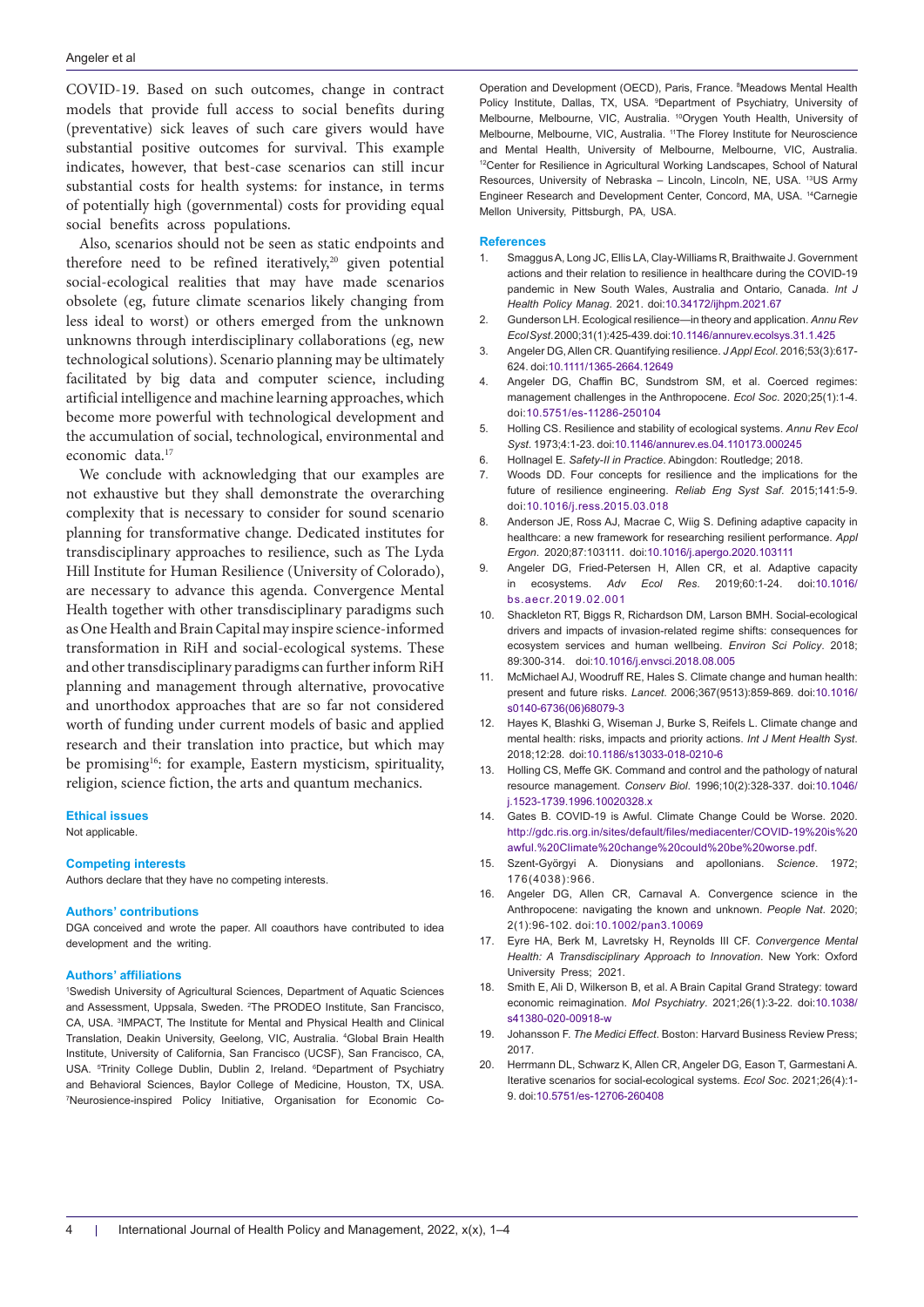COVID-19. Based on such outcomes, change in contract models that provide full access to social benefits during (preventative) sick leaves of such care givers would have substantial positive outcomes for survival. This example indicates, however, that best-case scenarios can still incur substantial costs for health systems: for instance, in terms of potentially high (governmental) costs for providing equal social benefits across populations.

Also, scenarios should not be seen as static endpoints and therefore need to be refined iteratively,[20] given potential social-ecological realities that may have made scenarios obsolete (eg, future climate scenarios likely changing from less ideal to worst) or others emerged from the unknown unknowns through interdisciplinary collaborations (eg, new technological solutions). Scenario planning may be ultimately facilitated by big data and computer science, including artificial intelligence and machine learning approaches, which become more powerful with technological development and the accumulation of social, technological, environmental and economic data.[17]

We conclude with acknowledging that our examples are not exhaustive but they shall demonstrate the overarching complexity that is necessary to consider for sound scenario planning for transformative change. Dedicated institutes for transdisciplinary approaches to resilience, such as The Lyda Hill Institute for Human Resilience (University of Colorado), are necessary to advance this agenda. Convergence Mental Health together with other transdisciplinary paradigms such as One Health and Brain Capital may inspire science-informed transformation in RiH and social-ecological systems. These and other transdisciplinary paradigms can further inform RiH planning and management through alternative, provocative and unorthodox approaches that are so far not considered worth of funding under current models of basic and applied research and their translation into practice, but which may be promising[16]: for example, Eastern mysticism, spirituality, religion, science fiction, the arts and quantum mechanics.

### Ethical issues

Not applicable.

### Competing interests

Authors declare that they have no competing interests.

### Authors' contributions

DGA conceived and wrote the paper. All coauthors have contributed to idea development and the writing.

### Authors' affiliations

[1]Swedish University of Agricultural Sciences, Department of Aquatic Sciences and Assessment, Uppsala, Sweden. [2]The PRODEO Institute, San Francisco, CA, USA. [3]IMPACT, The Institute for Mental and Physical Health and Clinical Translation, Deakin University, Geelong, VIC, Australia. [4]Global Brain Health Institute, University of California, San Francisco (UCSF), San Francisco, CA, USA. [5]Trinity College Dublin, Dublin 2, Ireland. [6]Department of Psychiatry and Behavioral Sciences, Baylor College of Medicine, Houston, TX, USA. [7]Neurosience-inspired Policy Initiative, Organisation for Economic Co-Operation and Development (OECD), Paris, France. [8]Meadows Mental Health Policy Institute, Dallas, TX, USA. [9]Department of Psychiatry, University of Melbourne, Melbourne, VIC, Australia. [10]Orygen Youth Health, University of Melbourne, Melbourne, VIC, Australia. [11]The Florey Institute for Neuroscience and Mental Health, University of Melbourne, Melbourne, VIC, Australia. [12]Center for Resilience in Agricultural Working Landscapes, School of Natural Resources, University of Nebraska – Lincoln, Lincoln, NE, USA. [13]US Army Engineer Research and Development Center, Concord, MA, USA. [14]Carnegie Mellon University, Pittsburgh, PA, USA.

### References

1. Smaggus A, Long JC, Ellis LA, Clay-Williams R, Braithwaite J. Government actions and their relation to resilience in healthcare during the COVID-19 pandemic in New South Wales, Australia and Ontario, Canada. *Int J Health Policy Manag*. 2021. doi:10.34172/ijhpm.2021.67
2. Gunderson LH. Ecological resilience—in theory and application. *Annu Rev Ecol Syst*. 2000;31(1):425-439. doi:10.1146/annurev.ecolsys.31.1.425
3. Angeler DG, Allen CR. Quantifying resilience. *J Appl Ecol*. 2016;53(3):617-624. doi:10.1111/1365-2664.12649
4. Angeler DG, Chaffin BC, Sundstrom SM, et al. Coerced regimes: management challenges in the Anthropocene. *Ecol Soc*. 2020;25(1):1-4. doi:10.5751/es-11286-250104
5. Holling CS. Resilience and stability of ecological systems. *Annu Rev Ecol Syst*. 1973;4:1-23. doi:10.1146/annurev.es.04.110173.000245
6. Hollnagel E. *Safety-II in Practice*. Abingdon: Routledge; 2018.
7. Woods DD. Four concepts for resilience and the implications for the future of resilience engineering. *Reliab Eng Syst Saf*. 2015;141:5-9. doi:10.1016/j.ress.2015.03.018
8. Anderson JE, Ross AJ, Macrae C, Wiig S. Defining adaptive capacity in healthcare: a new framework for researching resilient performance. *Appl Ergon*. 2020;87:103111. doi:10.1016/j.apergo.2020.103111
9. Angeler DG, Fried-Petersen H, Allen CR, et al. Adaptive capacity in ecosystems. *Adv Ecol Res*. 2019;60:1-24. doi:10.1016/bs.aecr.2019.02.001
10. Shackleton RT, Biggs R, Richardson DM, Larson BMH. Social-ecological drivers and impacts of invasion-related regime shifts: consequences for ecosystem services and human wellbeing. *Environ Sci Policy*. 2018; 89:300-314. doi:10.1016/j.envsci.2018.08.005
11. McMichael AJ, Woodruff RE, Hales S. Climate change and human health: present and future risks. *Lancet*. 2006;367(9513):859-869. doi:10.1016/s0140-6736(06)68079-3
12. Hayes K, Blashki G, Wiseman J, Burke S, Reifels L. Climate change and mental health: risks, impacts and priority actions. *Int J Ment Health Syst*. 2018;12:28. doi:10.1186/s13033-018-0210-6
13. Holling CS, Meffe GK. Command and control and the pathology of natural resource management. *Conserv Biol*. 1996;10(2):328-337. doi:10.1046/j.1523-1739.1996.10020328.x
14. Gates B. COVID-19 is Awful. Climate Change Could be Worse. 2020. http://gdc.ris.org.in/sites/default/files/mediacenter/COVID-19%20is%20awful.%20Climate%20change%20could%20be%20worse.pdf.
15. Szent-Györgyi A. Dionysians and apollonians. *Science*. 1972; 176(4038):966.
16. Angeler DG, Allen CR, Carnaval A. Convergence science in the Anthropocene: navigating the known and unknown. *People Nat*. 2020; 2(1):96-102. doi:10.1002/pan3.10069
17. Eyre HA, Berk M, Lavretsky H, Reynolds III CF. *Convergence Mental Health: A Transdisciplinary Approach to Innovation*. New York: Oxford University Press; 2021.
18. Smith E, Ali D, Wilkerson B, et al. A Brain Capital Grand Strategy: toward economic reimagination. *Mol Psychiatry*. 2021;26(1):3-22. doi:10.1038/s41380-020-00918-w
19. Johansson F. *The Medici Effect*. Boston: Harvard Business Review Press; 2017.
20. Herrmann DL, Schwarz K, Allen CR, Angeler DG, Eason T, Garmestani A. Iterative scenarios for social-ecological systems. *Ecol Soc*. 2021;26(4):1-9. doi:10.5751/es-12706-260408